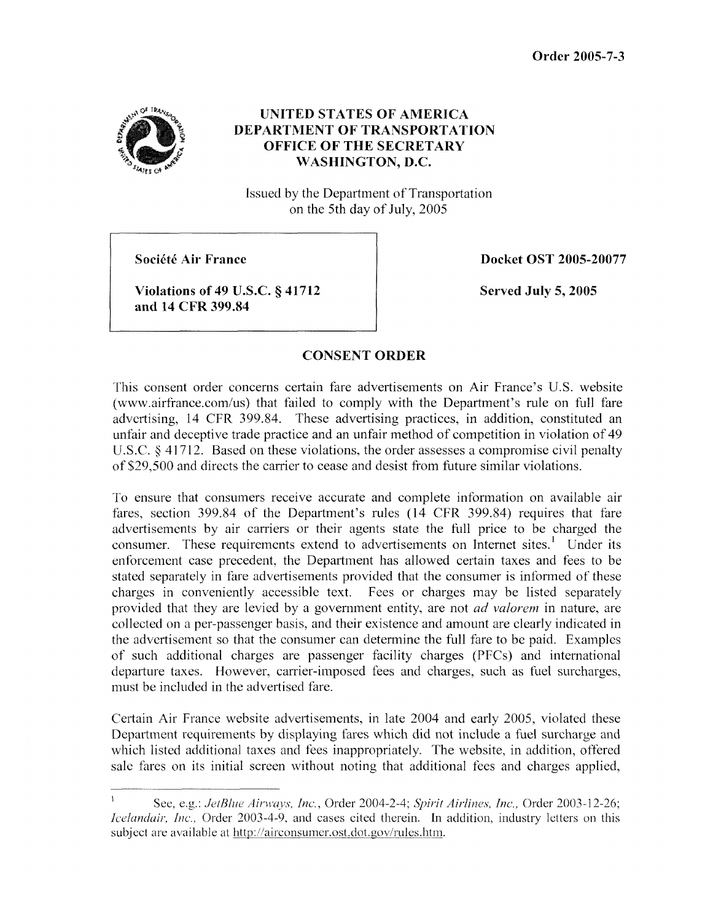Order 2005-7-3

# UNITED STATES OF AMERICA
# DEPARTMENT OF TRANSPORTATION
# OFFICE OF THE SECRETARY
# WASHINGTON, D.C.

Issued by the Department of Transportation
on the 5th day of July, 2005

| | |
|---|---|
| **Société Air France**<br><br>**Violations of 49 U.S.C. § 41712 and 14 CFR 399.84** | **Docket OST 2005-20077**<br><br>**Served July 5, 2005** |

## CONSENT ORDER

This consent order concerns certain fare advertisements on Air France's U.S. website (www.airfrance.com/us) that failed to comply with the Department's rule on full fare advertising, 14 CFR 399.84. These advertising practices, in addition, constituted an unfair and deceptive trade practice and an unfair method of competition in violation of 49 U.S.C. § 41712. Based on these violations, the order assesses a compromise civil penalty of $29,500 and directs the carrier to cease and desist from future similar violations.

To ensure that consumers receive accurate and complete information on available air fares, section 399.84 of the Department's rules (14 CFR 399.84) requires that fare advertisements by air carriers or their agents state the full price to be charged the consumer. These requirements extend to advertisements on Internet sites.[1] Under its enforcement case precedent, the Department has allowed certain taxes and fees to be stated separately in fare advertisements provided that the consumer is informed of these charges in conveniently accessible text. Fees or charges may be listed separately provided that they are levied by a government entity, are not *ad valorem* in nature, are collected on a per-passenger basis, and their existence and amount are clearly indicated in the advertisement so that the consumer can determine the full fare to be paid. Examples of such additional charges are passenger facility charges (PFCs) and international departure taxes. However, carrier-imposed fees and charges, such as fuel surcharges, must be included in the advertised fare.

Certain Air France website advertisements, in late 2004 and early 2005, violated these Department requirements by displaying fares which did not include a fuel surcharge and which listed additional taxes and fees inappropriately. The website, in addition, offered sale fares on its initial screen without noting that additional fees and charges applied,

---

[1] See, e.g.: *JetBlue Airways, Inc.*, Order 2004-2-4; *Spirit Airlines, Inc.*, Order 2003-12-26; *Icelandair, Inc.*, Order 2003-4-9, and cases cited therein. In addition, industry letters on this subject are available at http://airconsumer.ost.dot.gov/rules.htm.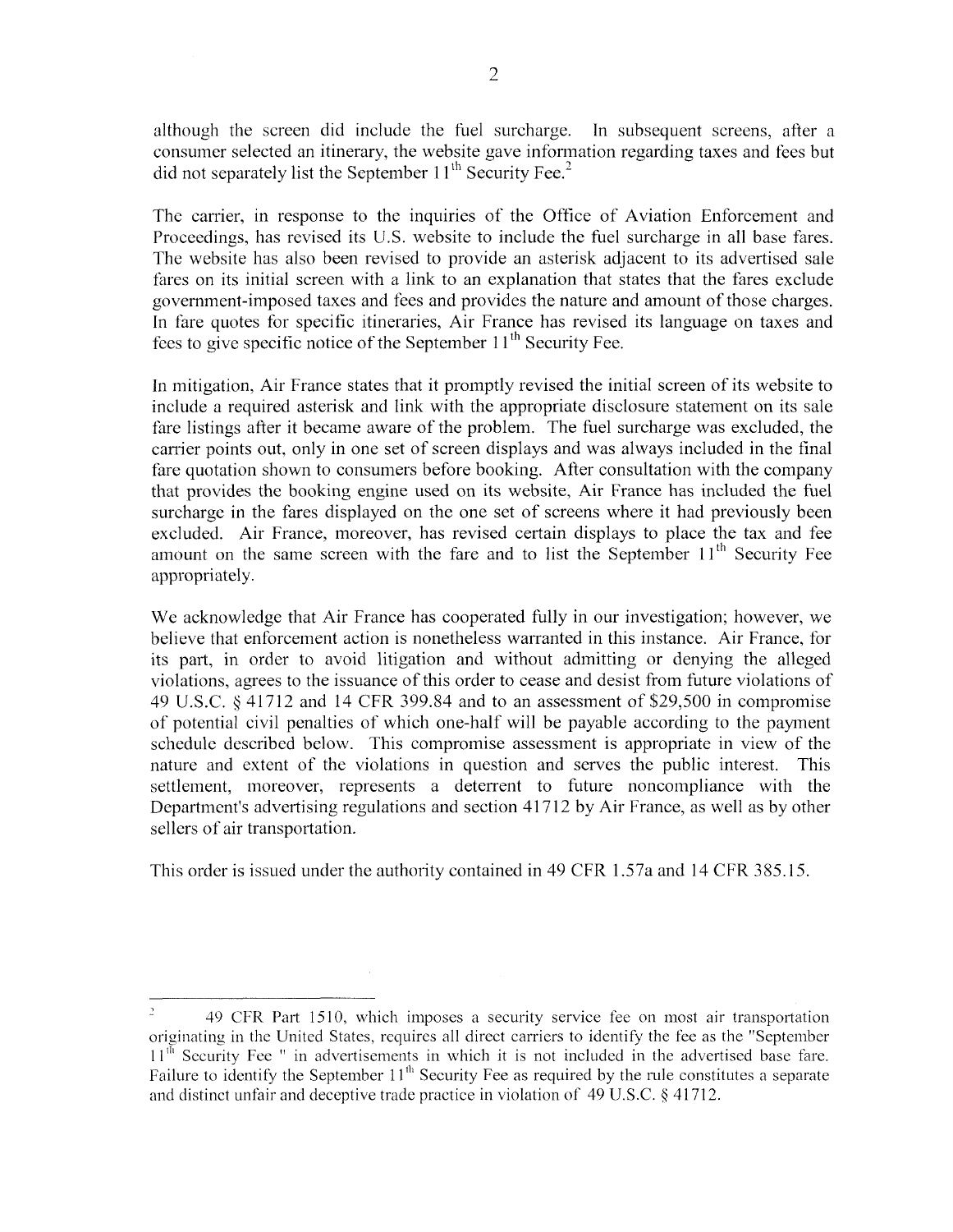although the screen did include the fuel surcharge. In subsequent screens, after a consumer selected an itinerary, the website gave information regarding taxes and fees but did not separately list the September 11th Security Fee.[2]

The carrier, in response to the inquiries of the Office of Aviation Enforcement and Proceedings, has revised its U.S. website to include the fuel surcharge in all base fares. The website has also been revised to provide an asterisk adjacent to its advertised sale fares on its initial screen with a link to an explanation that states that the fares exclude government-imposed taxes and fees and provides the nature and amount of those charges. In fare quotes for specific itineraries, Air France has revised its language on taxes and fees to give specific notice of the September 11th Security Fee.

In mitigation, Air France states that it promptly revised the initial screen of its website to include a required asterisk and link with the appropriate disclosure statement on its sale fare listings after it became aware of the problem. The fuel surcharge was excluded, the carrier points out, only in one set of screen displays and was always included in the final fare quotation shown to consumers before booking. After consultation with the company that provides the booking engine used on its website, Air France has included the fuel surcharge in the fares displayed on the one set of screens where it had previously been excluded. Air France, moreover, has revised certain displays to place the tax and fee amount on the same screen with the fare and to list the September 11th Security Fee appropriately.

We acknowledge that Air France has cooperated fully in our investigation; however, we believe that enforcement action is nonetheless warranted in this instance. Air France, for its part, in order to avoid litigation and without admitting or denying the alleged violations, agrees to the issuance of this order to cease and desist from future violations of 49 U.S.C. § 41712 and 14 CFR 399.84 and to an assessment of $29,500 in compromise of potential civil penalties of which one-half will be payable according to the payment schedule described below. This compromise assessment is appropriate in view of the nature and extent of the violations in question and serves the public interest. This settlement, moreover, represents a deterrent to future noncompliance with the Department's advertising regulations and section 41712 by Air France, as well as by other sellers of air transportation.

This order is issued under the authority contained in 49 CFR 1.57a and 14 CFR 385.15.

---

[2] 49 CFR Part 1510, which imposes a security service fee on most air transportation originating in the United States, requires all direct carriers to identify the fee as the "September 11th Security Fee " in advertisements in which it is not included in the advertised base fare. Failure to identify the September 11th Security Fee as required by the rule constitutes a separate and distinct unfair and deceptive trade practice in violation of 49 U.S.C. § 41712.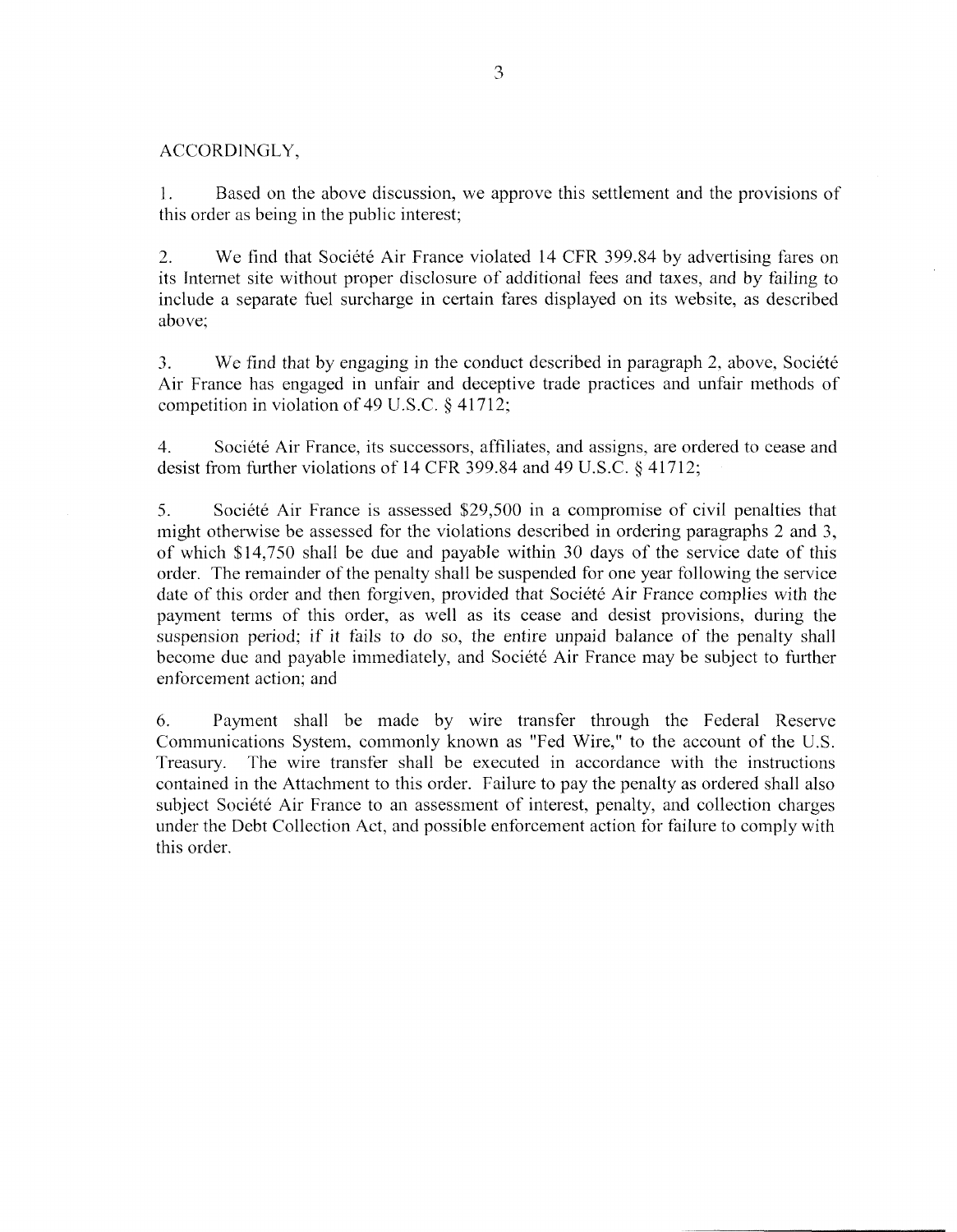ACCORDINGLY,

1. Based on the above discussion, we approve this settlement and the provisions of this order as being in the public interest;

2. We find that Société Air France violated 14 CFR 399.84 by advertising fares on its Internet site without proper disclosure of additional fees and taxes, and by failing to include a separate fuel surcharge in certain fares displayed on its website, as described above;

3. We find that by engaging in the conduct described in paragraph 2, above, Société Air France has engaged in unfair and deceptive trade practices and unfair methods of competition in violation of 49 U.S.C. § 41712;

4. Société Air France, its successors, affiliates, and assigns, are ordered to cease and desist from further violations of 14 CFR 399.84 and 49 U.S.C. § 41712;

5. Société Air France is assessed $29,500 in a compromise of civil penalties that might otherwise be assessed for the violations described in ordering paragraphs 2 and 3, of which $14,750 shall be due and payable within 30 days of the service date of this order. The remainder of the penalty shall be suspended for one year following the service date of this order and then forgiven, provided that Société Air France complies with the payment terms of this order, as well as its cease and desist provisions, during the suspension period; if it fails to do so, the entire unpaid balance of the penalty shall become due and payable immediately, and Société Air France may be subject to further enforcement action; and

6. Payment shall be made by wire transfer through the Federal Reserve Communications System, commonly known as "Fed Wire," to the account of the U.S. Treasury. The wire transfer shall be executed in accordance with the instructions contained in the Attachment to this order. Failure to pay the penalty as ordered shall also subject Société Air France to an assessment of interest, penalty, and collection charges under the Debt Collection Act, and possible enforcement action for failure to comply with this order.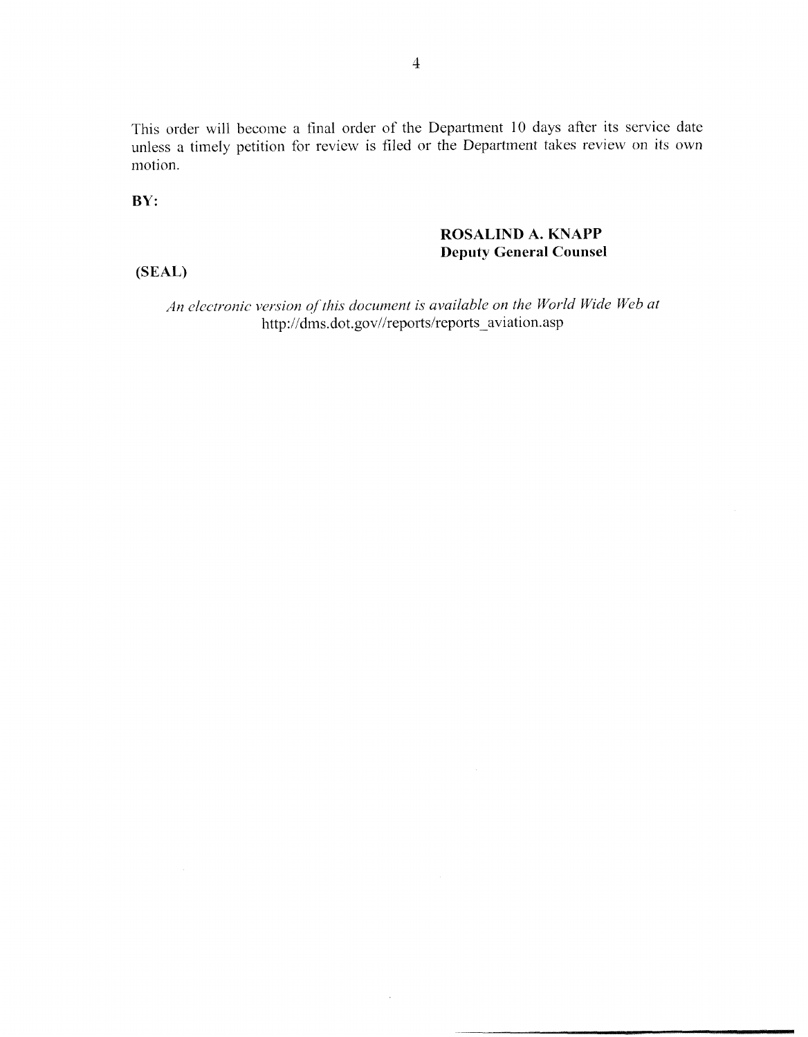This order will become a final order of the Department 10 days after its service date unless a timely petition for review is filed or the Department takes review on its own motion.

**BY:**

**ROSALIND A. KNAPP**
**Deputy General Counsel**

**(SEAL)**

*An electronic version of this document is available on the World Wide Web at*
http://dms.dot.gov//reports/reports_aviation.asp